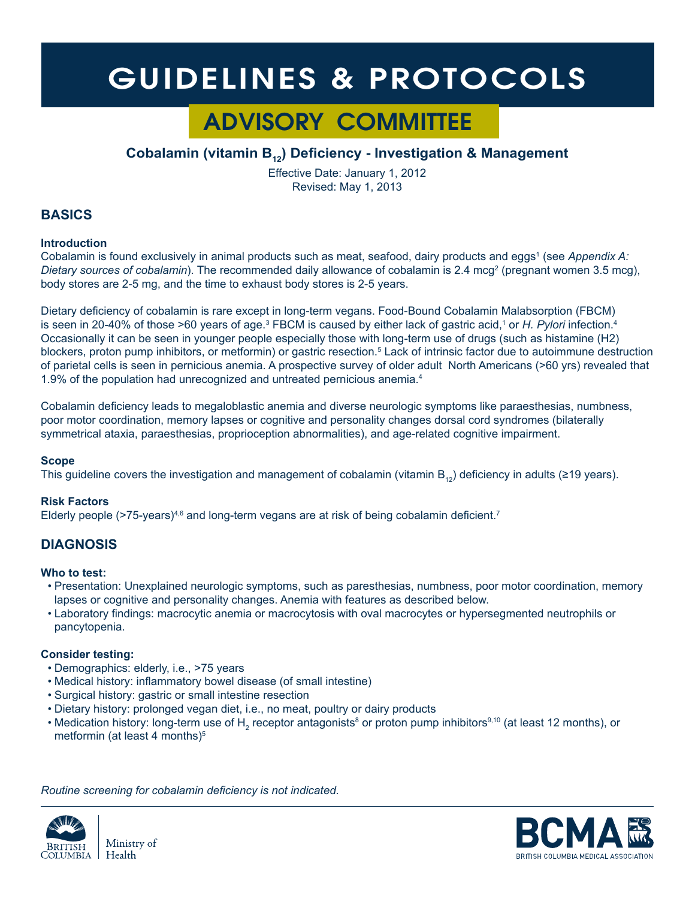# GUIDELINES & PROTOCOLS

## ADVISORY COMMITTEE

### Cobalamin (vitamin $B_{12}$) Deficiency - Investigation & Management

Effective Date: January 1, 2012
Revised: May 1, 2013

## BASICS

**Introduction**

Cobalamin is found exclusively in animal products such as meat, seafood, dairy products and eggs[1] (see *Appendix A: Dietary sources of cobalamin*). The recommended daily allowance of cobalamin is 2.4 mcg[2] (pregnant women 3.5 mcg), body stores are 2-5 mg, and the time to exhaust body stores is 2-5 years.

Dietary deficiency of cobalamin is rare except in long-term vegans. Food-Bound Cobalamin Malabsorption (FBCM) is seen in 20-40% of those >60 years of age.[3] FBCM is caused by either lack of gastric acid,[1] or *H. Pylori* infection.[4] Occasionally it can be seen in younger people especially those with long-term use of drugs (such as histamine (H2) blockers, proton pump inhibitors, or metformin) or gastric resection.[5] Lack of intrinsic factor due to autoimmune destruction of parietal cells is seen in pernicious anemia. A prospective survey of older adult North Americans (>60 yrs) revealed that 1.9% of the population had unrecognized and untreated pernicious anemia.[4]

Cobalamin deficiency leads to megaloblastic anemia and diverse neurologic symptoms like paraesthesias, numbness, poor motor coordination, memory lapses or cognitive and personality changes dorsal cord syndromes (bilaterally symmetrical ataxia, paraesthesias, proprioception abnormalities), and age-related cognitive impairment.

**Scope**

This guideline covers the investigation and management of cobalamin (vitamin $B_{12}$) deficiency in adults (≥19 years).

**Risk Factors**

Elderly people (>75-years)[4,6] and long-term vegans are at risk of being cobalamin deficient.[7]

## DIAGNOSIS

**Who to test:**

- Presentation: Unexplained neurologic symptoms, such as paresthesias, numbness, poor motor coordination, memory lapses or cognitive and personality changes. Anemia with features as described below.
- Laboratory findings: macrocytic anemia or macrocytosis with oval macrocytes or hypersegmented neutrophils or pancytopenia.

**Consider testing:**

- Demographics: elderly, i.e., >75 years
- Medical history: inflammatory bowel disease (of small intestine)
- Surgical history: gastric or small intestine resection
- Dietary history: prolonged vegan diet, i.e., no meat, poultry or dairy products
- Medication history: long-term use of $H_2$ receptor antagonists[8] or proton pump inhibitors[9,10] (at least 12 months), or metformin (at least 4 months)[5]

*Routine screening for cobalamin deficiency is not indicated.*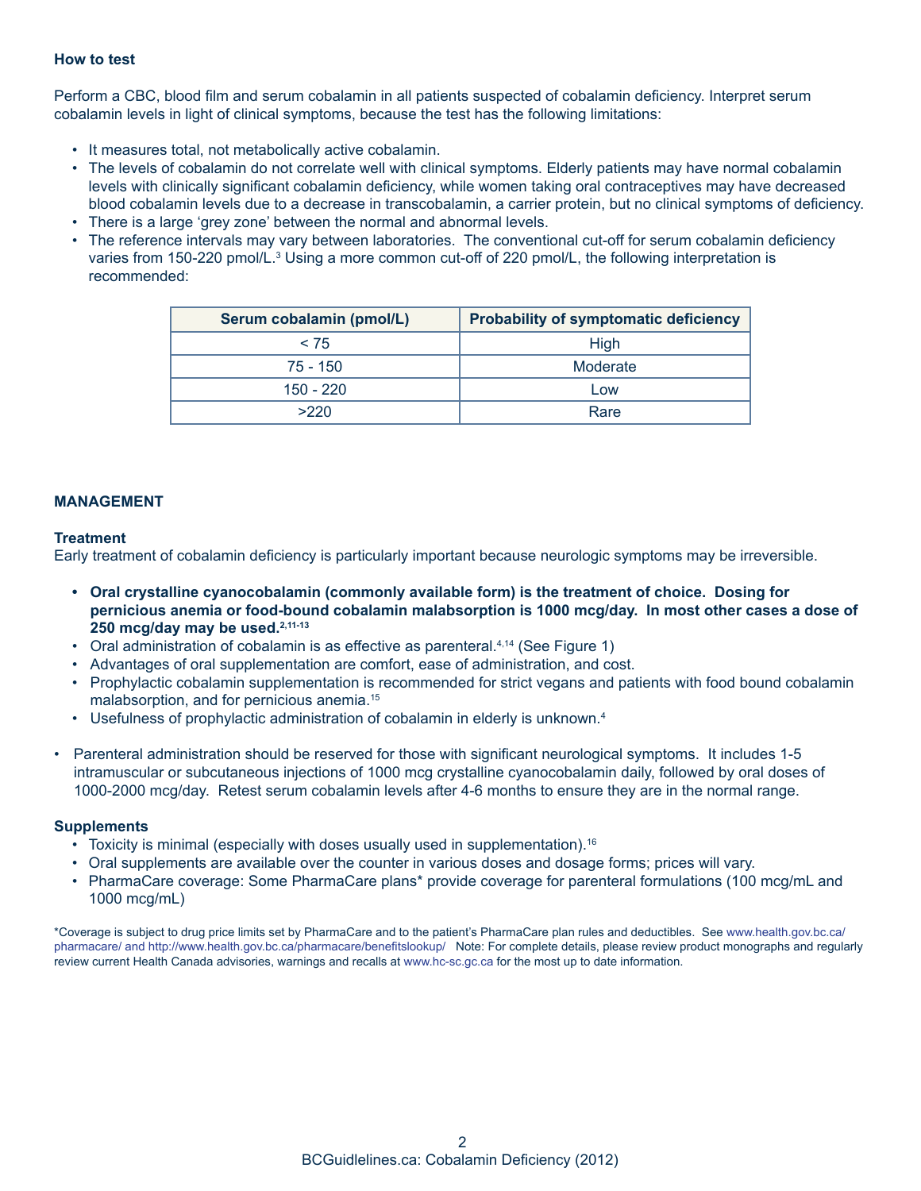### How to test

Perform a CBC, blood film and serum cobalamin in all patients suspected of cobalamin deficiency. Interpret serum cobalamin levels in light of clinical symptoms, because the test has the following limitations:

- It measures total, not metabolically active cobalamin.
- The levels of cobalamin do not correlate well with clinical symptoms. Elderly patients may have normal cobalamin levels with clinically significant cobalamin deficiency, while women taking oral contraceptives may have decreased blood cobalamin levels due to a decrease in transcobalamin, a carrier protein, but no clinical symptoms of deficiency.
- There is a large 'grey zone' between the normal and abnormal levels.
- The reference intervals may vary between laboratories. The conventional cut-off for serum cobalamin deficiency varies from 150-220 pmol/L.[3] Using a more common cut-off of 220 pmol/L, the following interpretation is recommended:

| Serum cobalamin (pmol/L) | Probability of symptomatic deficiency |
|---|---|
| < 75 | High |
| 75 - 150 | Moderate |
| 150 - 220 | Low |
| >220 | Rare |

## MANAGEMENT

### Treatment

Early treatment of cobalamin deficiency is particularly important because neurologic symptoms may be irreversible.

- **Oral crystalline cyanocobalamin (commonly available form) is the treatment of choice. Dosing for pernicious anemia or food-bound cobalamin malabsorption is 1000 mcg/day. In most other cases a dose of 250 mcg/day may be used.[2,11-13]**
- Oral administration of cobalamin is as effective as parenteral.[4,14] (See Figure 1)
- Advantages of oral supplementation are comfort, ease of administration, and cost.
- Prophylactic cobalamin supplementation is recommended for strict vegans and patients with food bound cobalamin malabsorption, and for pernicious anemia.[15]
- Usefulness of prophylactic administration of cobalamin in elderly is unknown.[4]

- Parenteral administration should be reserved for those with significant neurological symptoms. It includes 1-5 intramuscular or subcutaneous injections of 1000 mcg crystalline cyanocobalamin daily, followed by oral doses of 1000-2000 mcg/day. Retest serum cobalamin levels after 4-6 months to ensure they are in the normal range.

### Supplements

- Toxicity is minimal (especially with doses usually used in supplementation).[16]
- Oral supplements are available over the counter in various doses and dosage forms; prices will vary.
- PharmaCare coverage: Some PharmaCare plans* provide coverage for parenteral formulations (100 mcg/mL and 1000 mcg/mL)

*Coverage is subject to drug price limits set by PharmaCare and to the patient's PharmaCare plan rules and deductibles. See www.health.gov.bc.ca/pharmacare/ and http://www.health.gov.bc.ca/pharmacare/benefitslookup/ Note: For complete details, please review product monographs and regularly review current Health Canada advisories, warnings and recalls at www.hc-sc.gc.ca for the most up to date information.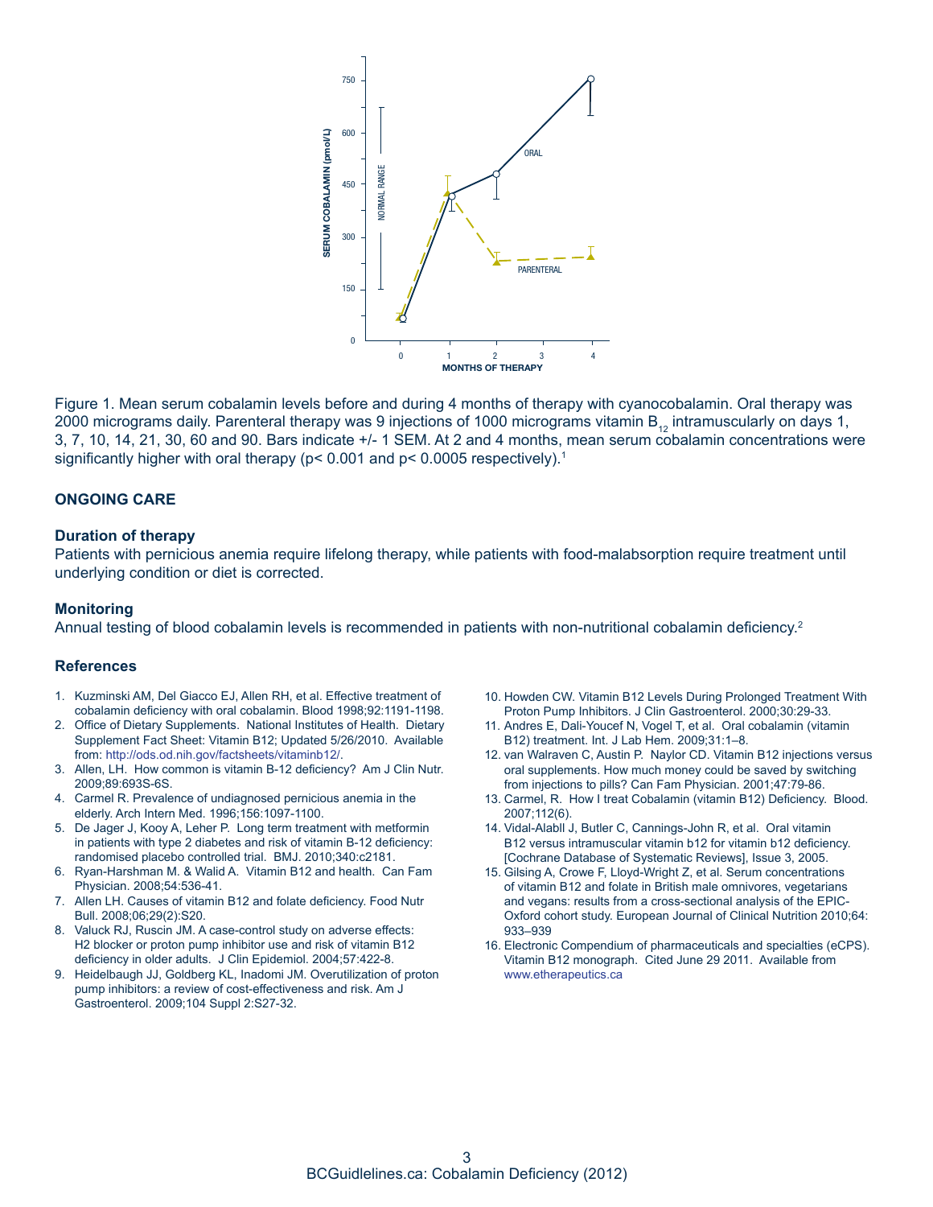Figure 1. Mean serum cobalamin levels before and during 4 months of therapy with cyanocobalamin. Oral therapy was 2000 micrograms daily. Parenteral therapy was 9 injections of 1000 micrograms vitamin $B_{12}$ intramuscularly on days 1, 3, 7, 10, 14, 21, 30, 60 and 90. Bars indicate +/- 1 SEM. At 2 and 4 months, mean serum cobalamin concentrations were significantly higher with oral therapy ($p < 0.001$ and $p < 0.0005$ respectively).[1]

## ONGOING CARE

### Duration of therapy

Patients with pernicious anemia require lifelong therapy, while patients with food-malabsorption require treatment until underlying condition or diet is corrected.

### Monitoring

Annual testing of blood cobalamin levels is recommended in patients with non-nutritional cobalamin deficiency.[2]

### References

1. Kuzminski AM, Del Giacco EJ, Allen RH, et al. Effective treatment of cobalamin deficiency with oral cobalamin. Blood 1998;92:1191-1198.
2. Office of Dietary Supplements. National Institutes of Health. Dietary Supplement Fact Sheet: Vitamin B12; Updated 5/26/2010. Available from: http://ods.od.nih.gov/factsheets/vitaminb12/.
3. Allen, LH. How common is vitamin B-12 deficiency? Am J Clin Nutr. 2009;89:693S-6S.
4. Carmel R. Prevalence of undiagnosed pernicious anemia in the elderly. Arch Intern Med. 1996;156:1097-1100.
5. De Jager J, Kooy A, Leher P. Long term treatment with metformin in patients with type 2 diabetes and risk of vitamin B-12 deficiency: randomised placebo controlled trial. BMJ. 2010;340:c2181.
6. Ryan-Harshman M. & Walid A. Vitamin B12 and health. Can Fam Physician. 2008;54:536-41.
7. Allen LH. Causes of vitamin B12 and folate deficiency. Food Nutr Bull. 2008;06;29(2):S20.
8. Valuck RJ, Ruscin JM. A case-control study on adverse effects: H2 blocker or proton pump inhibitor use and risk of vitamin B12 deficiency in older adults. J Clin Epidemiol. 2004;57:422-8.
9. Heidelbaugh JJ, Goldberg KL, Inadomi JM. Overutilization of proton pump inhibitors: a review of cost-effectiveness and risk. Am J Gastroenterol. 2009;104 Suppl 2:S27-32.
10. Howden CW. Vitamin B12 Levels During Prolonged Treatment With Proton Pump Inhibitors. J Clin Gastroenterol. 2000;30:29-33.
11. Andres E, Dali-Youcef N, Vogel T, et al. Oral cobalamin (vitamin B12) treatment. Int. J Lab Hem. 2009;31:1–8.
12. van Walraven C, Austin P. Naylor CD. Vitamin B12 injections versus oral supplements. How much money could be saved by switching from injections to pills? Can Fam Physician. 2001;47:79-86.
13. Carmel, R. How I treat Cobalamin (vitamin B12) Deficiency. Blood. 2007;112(6).
14. Vidal-Alabll J, Butler C, Cannings-John R, et al. Oral vitamin B12 versus intramuscular vitamin b12 for vitamin b12 deficiency. [Cochrane Database of Systematic Reviews], Issue 3, 2005.
15. Gilsing A, Crowe F, Lloyd-Wright Z, et al. Serum concentrations of vitamin B12 and folate in British male omnivores, vegetarians and vegans: results from a cross-sectional analysis of the EPIC-Oxford cohort study. European Journal of Clinical Nutrition 2010;64: 933–939
16. Electronic Compendium of pharmaceuticals and specialties (eCPS). Vitamin B12 monograph. Cited June 29 2011. Available from www.etherapeutics.ca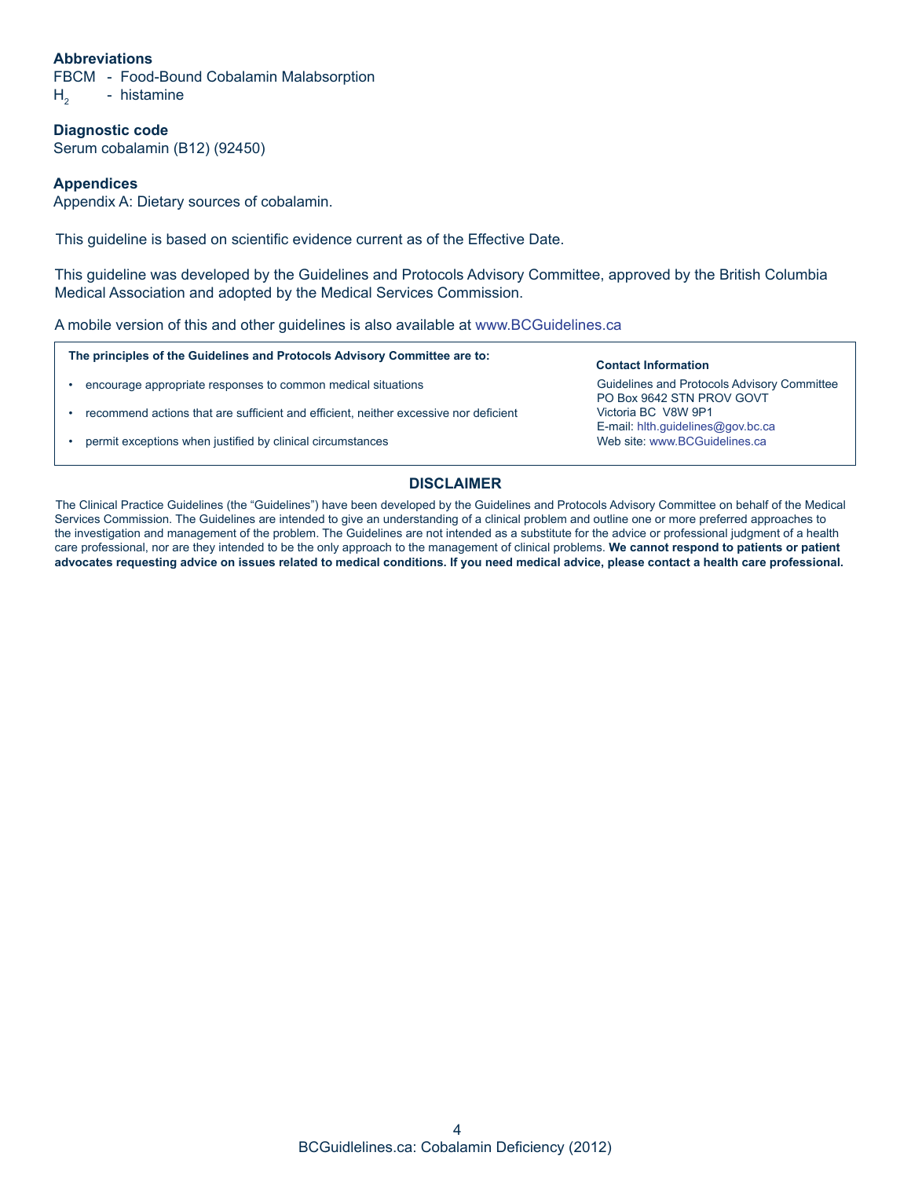### Abbreviations

FBCM - Food-Bound Cobalamin Malabsorption
$H_2$ - histamine

### Diagnostic code

Serum cobalamin (B12) (92450)

### Appendices

Appendix A: Dietary sources of cobalamin.

This guideline is based on scientific evidence current as of the Effective Date.

This guideline was developed by the Guidelines and Protocols Advisory Committee, approved by the British Columbia Medical Association and adopted by the Medical Services Commission.

A mobile version of this and other guidelines is also available at www.BCGuidelines.ca

**The principles of the Guidelines and Protocols Advisory Committee are to:**

- encourage appropriate responses to common medical situations
- recommend actions that are sufficient and efficient, neither excessive nor deficient
- permit exceptions when justified by clinical circumstances

**Contact Information**

Guidelines and Protocols Advisory Committee
PO Box 9642 STN PROV GOVT
Victoria BC V8W 9P1
E-mail: hlth.guidelines@gov.bc.ca
Web site: www.BCGuidelines.ca

## DISCLAIMER

The Clinical Practice Guidelines (the "Guidelines") have been developed by the Guidelines and Protocols Advisory Committee on behalf of the Medical Services Commission. The Guidelines are intended to give an understanding of a clinical problem and outline one or more preferred approaches to the investigation and management of the problem. The Guidelines are not intended as a substitute for the advice or professional judgment of a health care professional, nor are they intended to be the only approach to the management of clinical problems. **We cannot respond to patients or patient advocates requesting advice on issues related to medical conditions. If you need medical advice, please contact a health care professional.**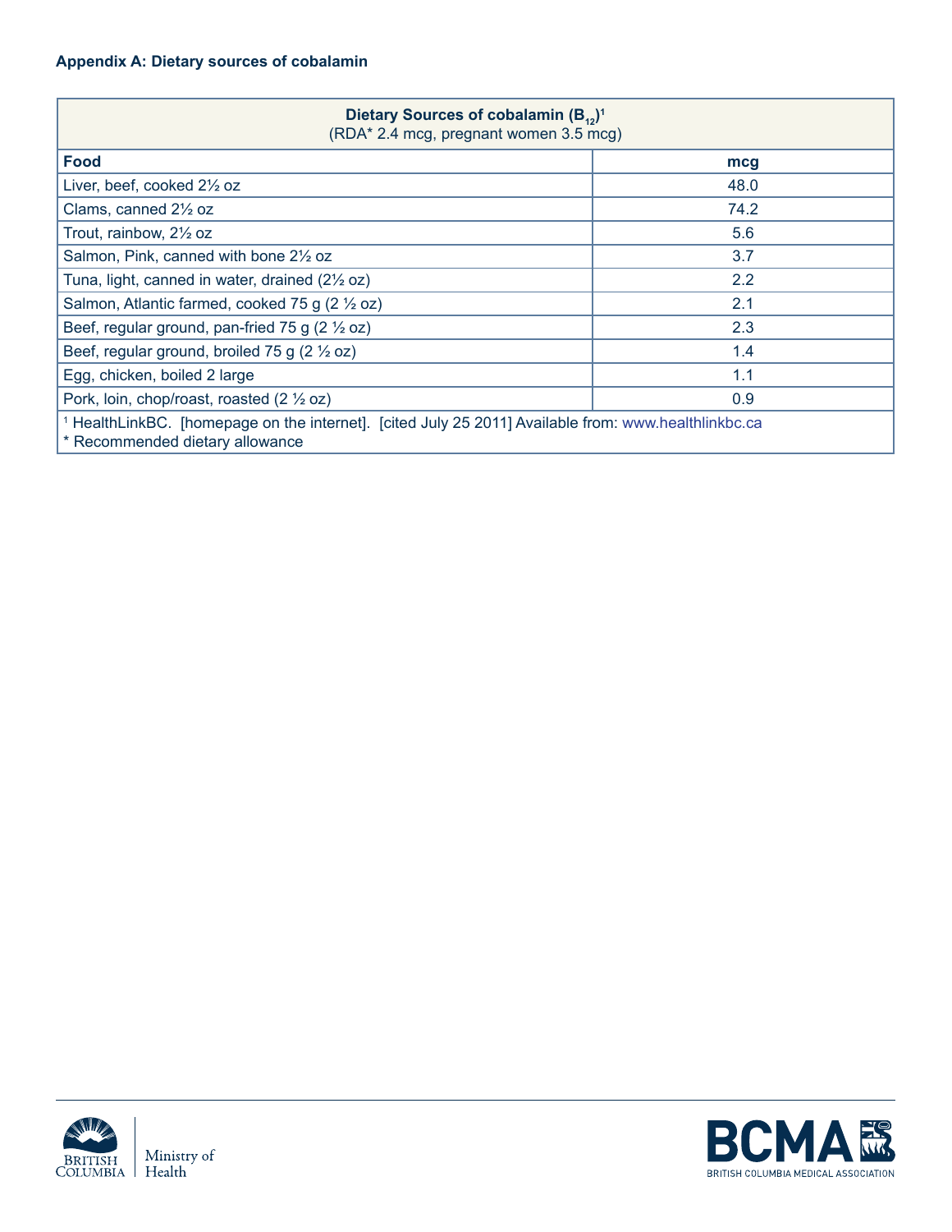**Appendix A: Dietary sources of cobalamin**

| Dietary Sources of cobalamin ($B_{12}$)[1] (RDA* 2.4 mcg, pregnant women 3.5 mcg) | |
|---|---|
| **Food** | **mcg** |
| Liver, beef, cooked 2½ oz | 48.0 |
| Clams, canned 2½ oz | 74.2 |
| Trout, rainbow, 2½ oz | 5.6 |
| Salmon, Pink, canned with bone 2½ oz | 3.7 |
| Tuna, light, canned in water, drained (2½ oz) | 2.2 |
| Salmon, Atlantic farmed, cooked 75 g (2 ½ oz) | 2.1 |
| Beef, regular ground, pan-fried 75 g (2 ½ oz) | 2.3 |
| Beef, regular ground, broiled 75 g (2 ½ oz) | 1.4 |
| Egg, chicken, boiled 2 large | 1.1 |
| Pork, loin, chop/roast, roasted (2 ½ oz) | 0.9 |

[1] HealthLinkBC. [homepage on the internet]. [cited July 25 2011] Available from: www.healthlinkbc.ca
\* Recommended dietary allowance